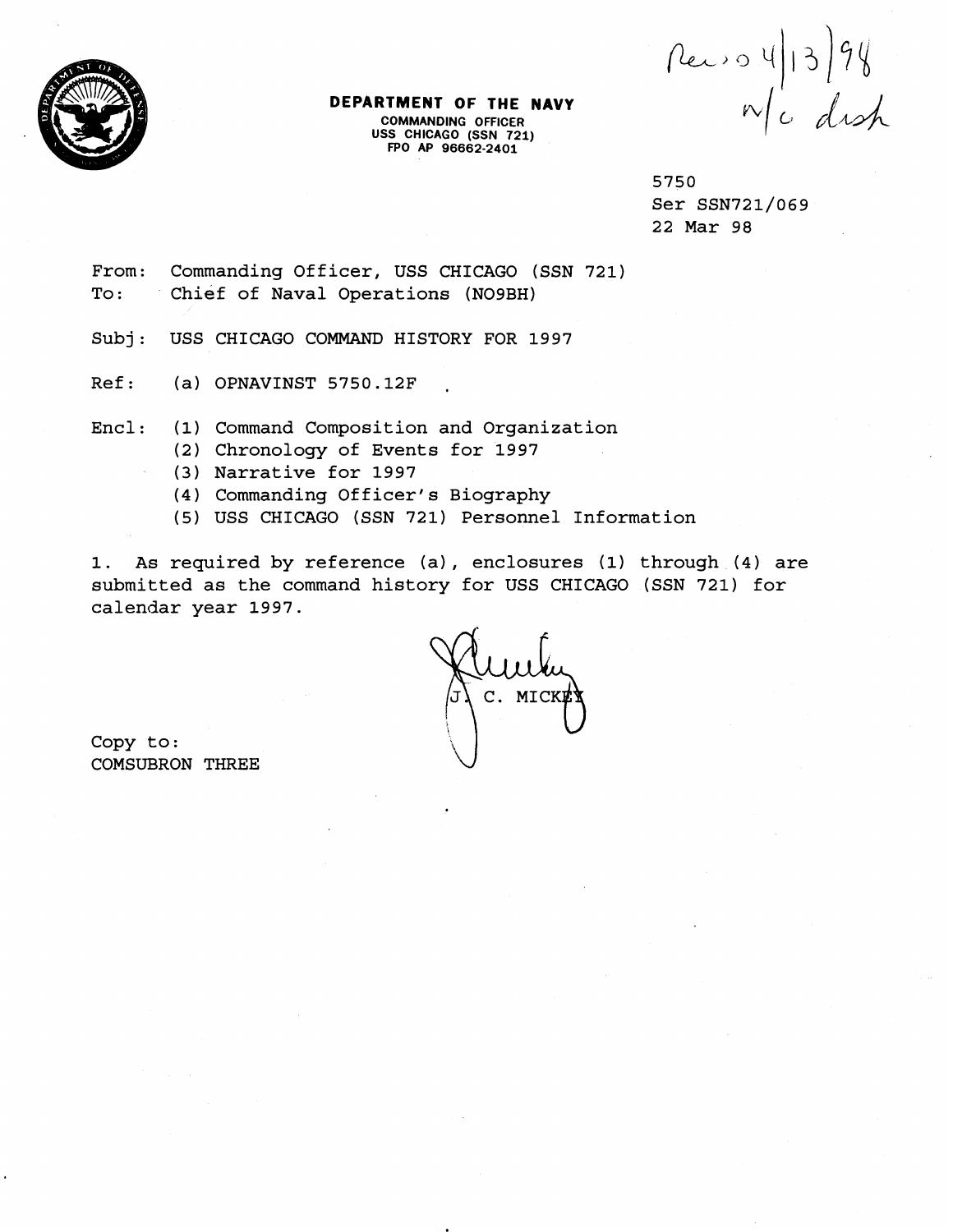Rec'd 4/13/98
n/c dish

**DEPARTMENT OF THE NAVY**
COMMANDING OFFICER
USS CHICAGO (SSN 721)
FPO AP 96662-2401

5750
Ser SSN721/069
22 Mar 98

From: Commanding Officer, USS CHICAGO (SSN 721)
To: Chief of Naval Operations (NO9BH)

Subj: USS CHICAGO COMMAND HISTORY FOR 1997

Ref: (a) OPNAVINST 5750.12F

Encl: (1) Command Composition and Organization
(2) Chronology of Events for 1997
(3) Narrative for 1997
(4) Commanding Officer's Biography
(5) USS CHICAGO (SSN 721) Personnel Information

1. As required by reference (a), enclosures (1) through (4) are submitted as the command history for USS CHICAGO (SSN 721) for calendar year 1997.

J. C. MICKEY

Copy to:
COMSUBRON THREE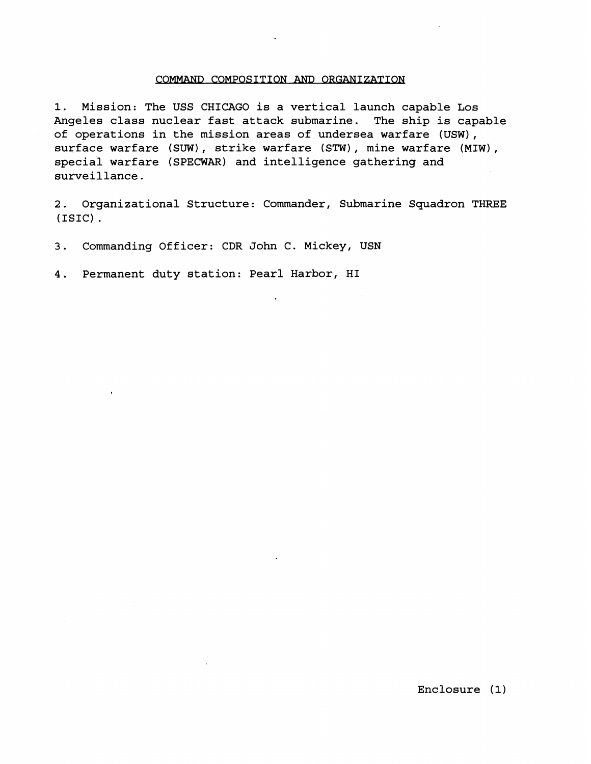## COMMAND COMPOSITION AND ORGANIZATION

1. Mission: The USS CHICAGO is a vertical launch capable Los Angeles class nuclear fast attack submarine. The ship is capable of operations in the mission areas of undersea warfare (USW), surface warfare (SUW), strike warfare (STW), mine warfare (MIW), special warfare (SPECWAR) and intelligence gathering and surveillance.

2. Organizational Structure: Commander, Submarine Squadron THREE (ISIC).

3. Commanding Officer: CDR John C. Mickey, USN

4. Permanent duty station: Pearl Harbor, HI

Enclosure (1)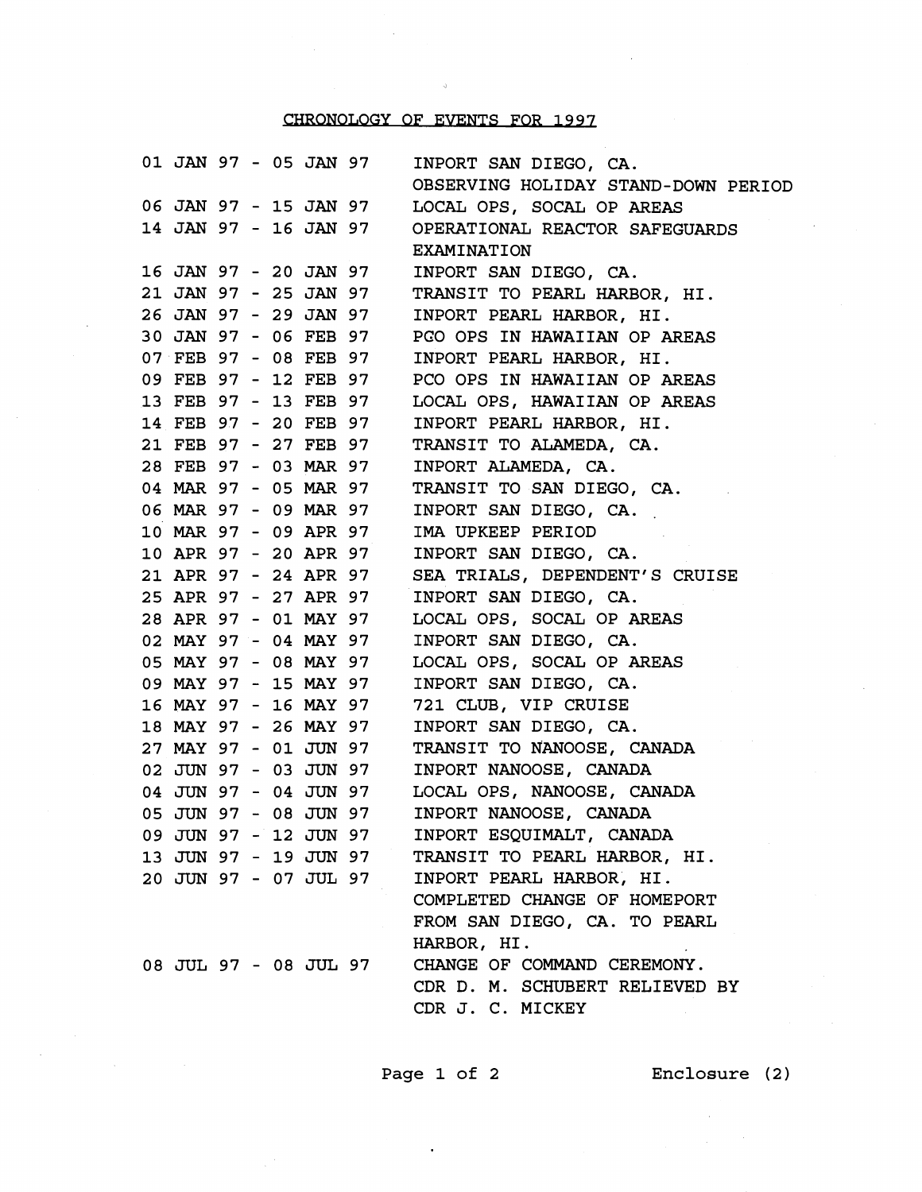# CHRONOLOGY OF EVENTS FOR 1997

| | |
|---|---|
| 01 JAN 97 - 05 JAN 97 | INPORT SAN DIEGO, CA. OBSERVING HOLIDAY STAND-DOWN PERIOD |
| 06 JAN 97 - 15 JAN 97 | LOCAL OPS, SOCAL OP AREAS |
| 14 JAN 97 - 16 JAN 97 | OPERATIONAL REACTOR SAFEGUARDS EXAMINATION |
| 16 JAN 97 - 20 JAN 97 | INPORT SAN DIEGO, CA. |
| 21 JAN 97 - 25 JAN 97 | TRANSIT TO PEARL HARBOR, HI. |
| 26 JAN 97 - 29 JAN 97 | INPORT PEARL HARBOR, HI. |
| 30 JAN 97 - 06 FEB 97 | PGO OPS IN HAWAIIAN OP AREAS |
| 07 FEB 97 - 08 FEB 97 | INPORT PEARL HARBOR, HI. |
| 09 FEB 97 - 12 FEB 97 | PCO OPS IN HAWAIIAN OP AREAS |
| 13 FEB 97 - 13 FEB 97 | LOCAL OPS, HAWAIIAN OP AREAS |
| 14 FEB 97 - 20 FEB 97 | INPORT PEARL HARBOR, HI. |
| 21 FEB 97 - 27 FEB 97 | TRANSIT TO ALAMEDA, CA. |
| 28 FEB 97 - 03 MAR 97 | INPORT ALAMEDA, CA. |
| 04 MAR 97 - 05 MAR 97 | TRANSIT TO SAN DIEGO, CA. |
| 06 MAR 97 - 09 MAR 97 | INPORT SAN DIEGO, CA. |
| 10 MAR 97 - 09 APR 97 | IMA UPKEEP PERIOD |
| 10 APR 97 - 20 APR 97 | INPORT SAN DIEGO, CA. |
| 21 APR 97 - 24 APR 97 | SEA TRIALS, DEPENDENT'S CRUISE |
| 25 APR 97 - 27 APR 97 | INPORT SAN DIEGO, CA. |
| 28 APR 97 - 01 MAY 97 | LOCAL OPS, SOCAL OP AREAS |
| 02 MAY 97 - 04 MAY 97 | INPORT SAN DIEGO, CA. |
| 05 MAY 97 - 08 MAY 97 | LOCAL OPS, SOCAL OP AREAS |
| 09 MAY 97 - 15 MAY 97 | INPORT SAN DIEGO, CA. |
| 16 MAY 97 - 16 MAY 97 | 721 CLUB, VIP CRUISE |
| 18 MAY 97 - 26 MAY 97 | INPORT SAN DIEGO, CA. |
| 27 MAY 97 - 01 JUN 97 | TRANSIT TO NANOOSE, CANADA |
| 02 JUN 97 - 03 JUN 97 | INPORT NANOOSE, CANADA |
| 04 JUN 97 - 04 JUN 97 | LOCAL OPS, NANOOSE, CANADA |
| 05 JUN 97 - 08 JUN 97 | INPORT NANOOSE, CANADA |
| 09 JUN 97 - 12 JUN 97 | INPORT ESQUIMALT, CANADA |
| 13 JUN 97 - 19 JUN 97 | TRANSIT TO PEARL HARBOR, HI. |
| 20 JUN 97 - 07 JUL 97 | INPORT PEARL HARBOR, HI. COMPLETED CHANGE OF HOMEPORT FROM SAN DIEGO, CA. TO PEARL HARBOR, HI. |
| 08 JUL 97 - 08 JUL 97 | CHANGE OF COMMAND CEREMONY. CDR D. M. SCHUBERT RELIEVED BY CDR J. C. MICKEY |

Enclosure (2)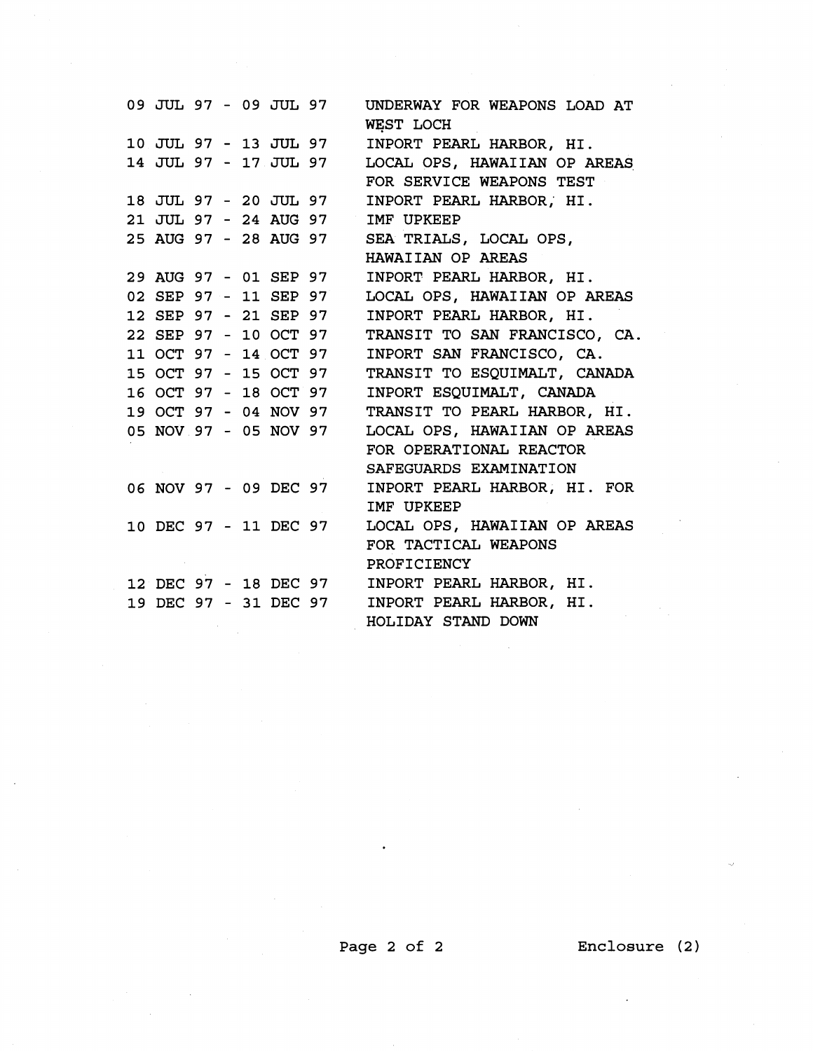| | |
|---|---|
| 09 JUL 97 - 09 JUL 97 | UNDERWAY FOR WEAPONS LOAD AT WEST LOCH |
| 10 JUL 97 - 13 JUL 97 | INPORT PEARL HARBOR, HI. |
| 14 JUL 97 - 17 JUL 97 | LOCAL OPS, HAWAIIAN OP AREAS FOR SERVICE WEAPONS TEST |
| 18 JUL 97 - 20 JUL 97 | INPORT PEARL HARBOR, HI. |
| 21 JUL 97 - 24 AUG 97 | IMF UPKEEP |
| 25 AUG 97 - 28 AUG 97 | SEA TRIALS, LOCAL OPS, HAWAIIAN OP AREAS |
| 29 AUG 97 - 01 SEP 97 | INPORT PEARL HARBOR, HI. |
| 02 SEP 97 - 11 SEP 97 | LOCAL OPS, HAWAIIAN OP AREAS |
| 12 SEP 97 - 21 SEP 97 | INPORT PEARL HARBOR, HI. |
| 22 SEP 97 - 10 OCT 97 | TRANSIT TO SAN FRANCISCO, CA. |
| 11 OCT 97 - 14 OCT 97 | INPORT SAN FRANCISCO, CA. |
| 15 OCT 97 - 15 OCT 97 | TRANSIT TO ESQUIMALT, CANADA |
| 16 OCT 97 - 18 OCT 97 | INPORT ESQUIMALT, CANADA |
| 19 OCT 97 - 04 NOV 97 | TRANSIT TO PEARL HARBOR, HI. |
| 05 NOV 97 - 05 NOV 97 | LOCAL OPS, HAWAIIAN OP AREAS FOR OPERATIONAL REACTOR SAFEGUARDS EXAMINATION |
| 06 NOV 97 - 09 DEC 97 | INPORT PEARL HARBOR, HI. FOR IMF UPKEEP |
| 10 DEC 97 - 11 DEC 97 | LOCAL OPS, HAWAIIAN OP AREAS FOR TACTICAL WEAPONS PROFICIENCY |
| 12 DEC 97 - 18 DEC 97 | INPORT PEARL HARBOR, HI. |
| 19 DEC 97 - 31 DEC 97 | INPORT PEARL HARBOR, HI. HOLIDAY STAND DOWN |

Enclosure (2)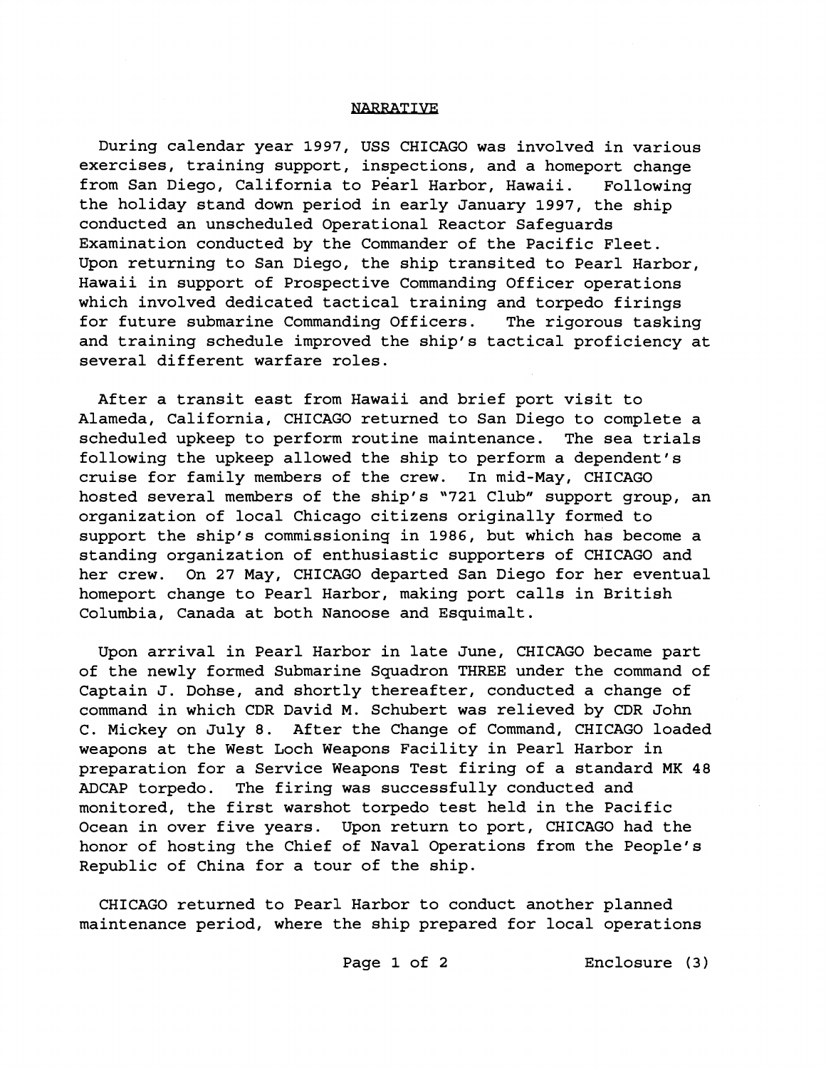## NARRATIVE

During calendar year 1997, USS CHICAGO was involved in various exercises, training support, inspections, and a homeport change from San Diego, California to Pearl Harbor, Hawaii. Following the holiday stand down period in early January 1997, the ship conducted an unscheduled Operational Reactor Safeguards Examination conducted by the Commander of the Pacific Fleet. Upon returning to San Diego, the ship transited to Pearl Harbor, Hawaii in support of Prospective Commanding Officer operations which involved dedicated tactical training and torpedo firings for future submarine Commanding Officers. The rigorous tasking and training schedule improved the ship's tactical proficiency at several different warfare roles.

After a transit east from Hawaii and brief port visit to Alameda, California, CHICAGO returned to San Diego to complete a scheduled upkeep to perform routine maintenance. The sea trials following the upkeep allowed the ship to perform a dependent's cruise for family members of the crew. In mid-May, CHICAGO hosted several members of the ship's "721 Club" support group, an organization of local Chicago citizens originally formed to support the ship's commissioning in 1986, but which has become a standing organization of enthusiastic supporters of CHICAGO and her crew. On 27 May, CHICAGO departed San Diego for her eventual homeport change to Pearl Harbor, making port calls in British Columbia, Canada at both Nanoose and Esquimalt.

Upon arrival in Pearl Harbor in late June, CHICAGO became part of the newly formed Submarine Squadron THREE under the command of Captain J. Dohse, and shortly thereafter, conducted a change of command in which CDR David M. Schubert was relieved by CDR John C. Mickey on July 8. After the Change of Command, CHICAGO loaded weapons at the West Loch Weapons Facility in Pearl Harbor in preparation for a Service Weapons Test firing of a standard MK 48 ADCAP torpedo. The firing was successfully conducted and monitored, the first warshot torpedo test held in the Pacific Ocean in over five years. Upon return to port, CHICAGO had the honor of hosting the Chief of Naval Operations from the People's Republic of China for a tour of the ship.

CHICAGO returned to Pearl Harbor to conduct another planned maintenance period, where the ship prepared for local operations

Enclosure (3)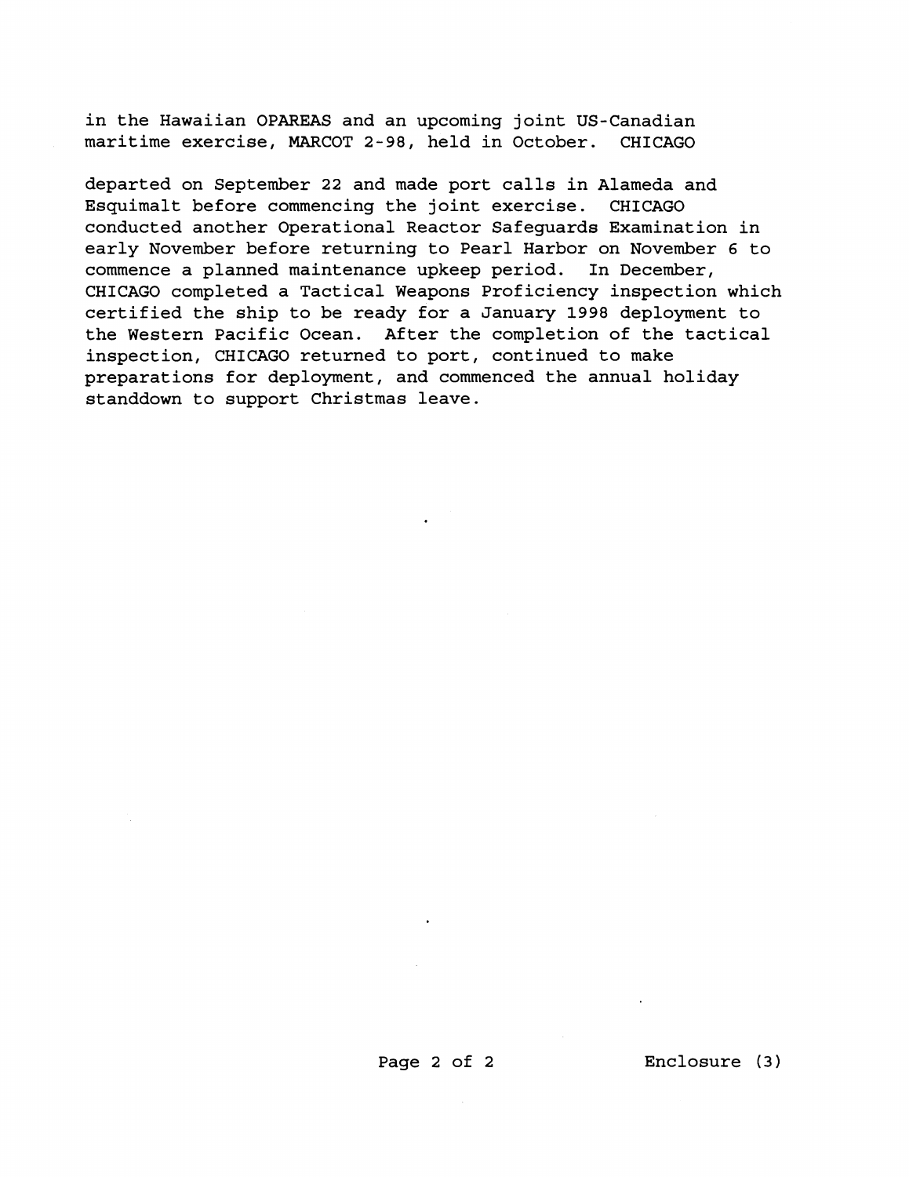in the Hawaiian OPAREAS and an upcoming joint US-Canadian maritime exercise, MARCOT 2-98, held in October. CHICAGO

departed on September 22 and made port calls in Alameda and Esquimalt before commencing the joint exercise. CHICAGO conducted another Operational Reactor Safeguards Examination in early November before returning to Pearl Harbor on November 6 to commence a planned maintenance upkeep period. In December, CHICAGO completed a Tactical Weapons Proficiency inspection which certified the ship to be ready for a January 1998 deployment to the Western Pacific Ocean. After the completion of the tactical inspection, CHICAGO returned to port, continued to make preparations for deployment, and commenced the annual holiday standdown to support Christmas leave.

Enclosure (3)